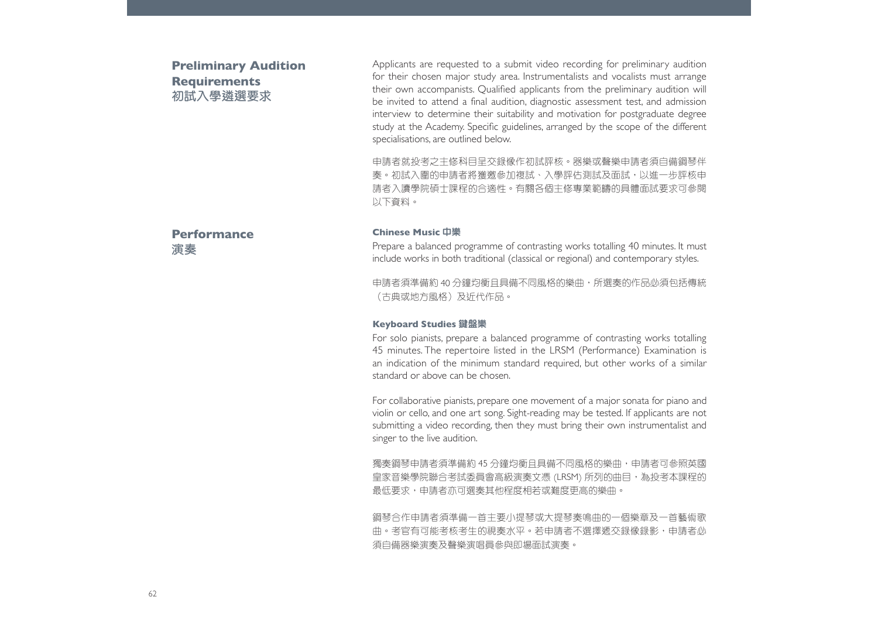## Preliminary Audition Requirements
## 初試入學遴選要求

Applicants are requested to a submit video recording for preliminary audition for their chosen major study area. Instrumentalists and vocalists must arrange their own accompanists. Qualified applicants from the preliminary audition will be invited to attend a final audition, diagnostic assessment test, and admission interview to determine their suitability and motivation for postgraduate degree study at the Academy. Specific guidelines, arranged by the scope of the different specialisations, are outlined below.

申請者就投考之主修科目呈交錄像作初試評核。器樂或聲樂申請者須自備鋼琴伴奏。初試入圍的申請者將獲邀參加複試、入學評估測試及面試，以進一步評核申請者入讀學院碩士課程的合適性。有關各個主修專業範疇的具體面試要求可參閱以下資料。

## Performance
## 演奏

### Chinese Music 中樂

Prepare a balanced programme of contrasting works totalling 40 minutes. It must include works in both traditional (classical or regional) and contemporary styles.

申請者須準備約 40 分鐘均衡且具備不同風格的樂曲，所選奏的作品必須包括傳統（古典或地方風格）及近代作品。

### Keyboard Studies 鍵盤樂

For solo pianists, prepare a balanced programme of contrasting works totalling 45 minutes. The repertoire listed in the LRSM (Performance) Examination is an indication of the minimum standard required, but other works of a similar standard or above can be chosen.

For collaborative pianists, prepare one movement of a major sonata for piano and violin or cello, and one art song. Sight-reading may be tested. If applicants are not submitting a video recording, then they must bring their own instrumentalist and singer to the live audition.

獨奏鋼琴申請者須準備約 45 分鐘均衡且具備不同風格的樂曲，申請者可參照英國皇家音樂學院聯合考試委員會高級演奏文憑 (LRSM) 所列的曲目，為投考本課程的最低要求，申請者亦可選奏其他程度相若或難度更高的樂曲。

鋼琴合作申請者須準備一首主要小提琴或大提琴奏鳴曲的一個樂章及一首藝術歌曲。考官有可能考核考生的視奏水平。若申請者不選擇遞交錄像錄影，申請者必須自備器樂演奏及聲樂演唱員參與即場面試演奏。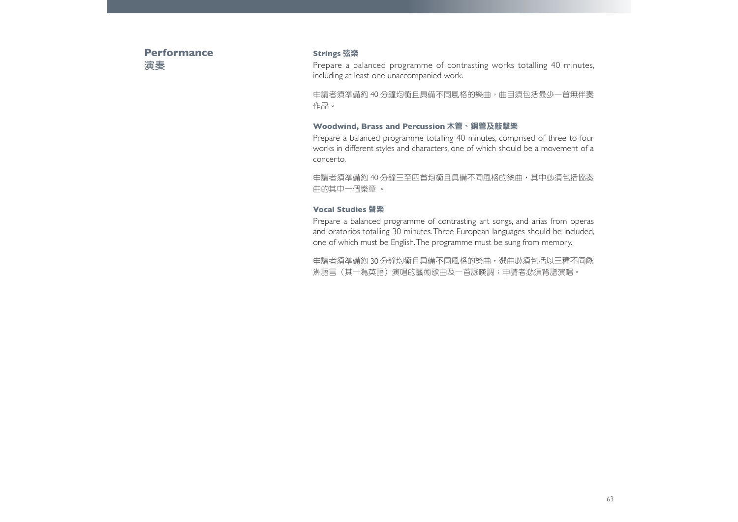## Performance
## 演奏

### Strings 弦樂

Prepare a balanced programme of contrasting works totalling 40 minutes, including at least one unaccompanied work.

申請者須準備約 40 分鐘均衡且具備不同風格的樂曲，曲目須包括最少一首無伴奏作品。

### Woodwind, Brass and Percussion 木管、銅管及敲擊樂

Prepare a balanced programme totalling 40 minutes, comprised of three to four works in different styles and characters, one of which should be a movement of a concerto.

申請者須準備約 40 分鐘三至四首均衡且具備不同風格的樂曲，其中必須包括協奏曲的其中一個樂章 。

### Vocal Studies 聲樂

Prepare a balanced programme of contrasting art songs, and arias from operas and oratorios totalling 30 minutes. Three European languages should be included, one of which must be English. The programme must be sung from memory.

申請者須準備約 30 分鐘均衡且具備不同風格的樂曲，選曲必須包括以三種不同歐洲語言（其一為英語）演唱的藝術歌曲及一首詠嘆調；申請者必須背譜演唱。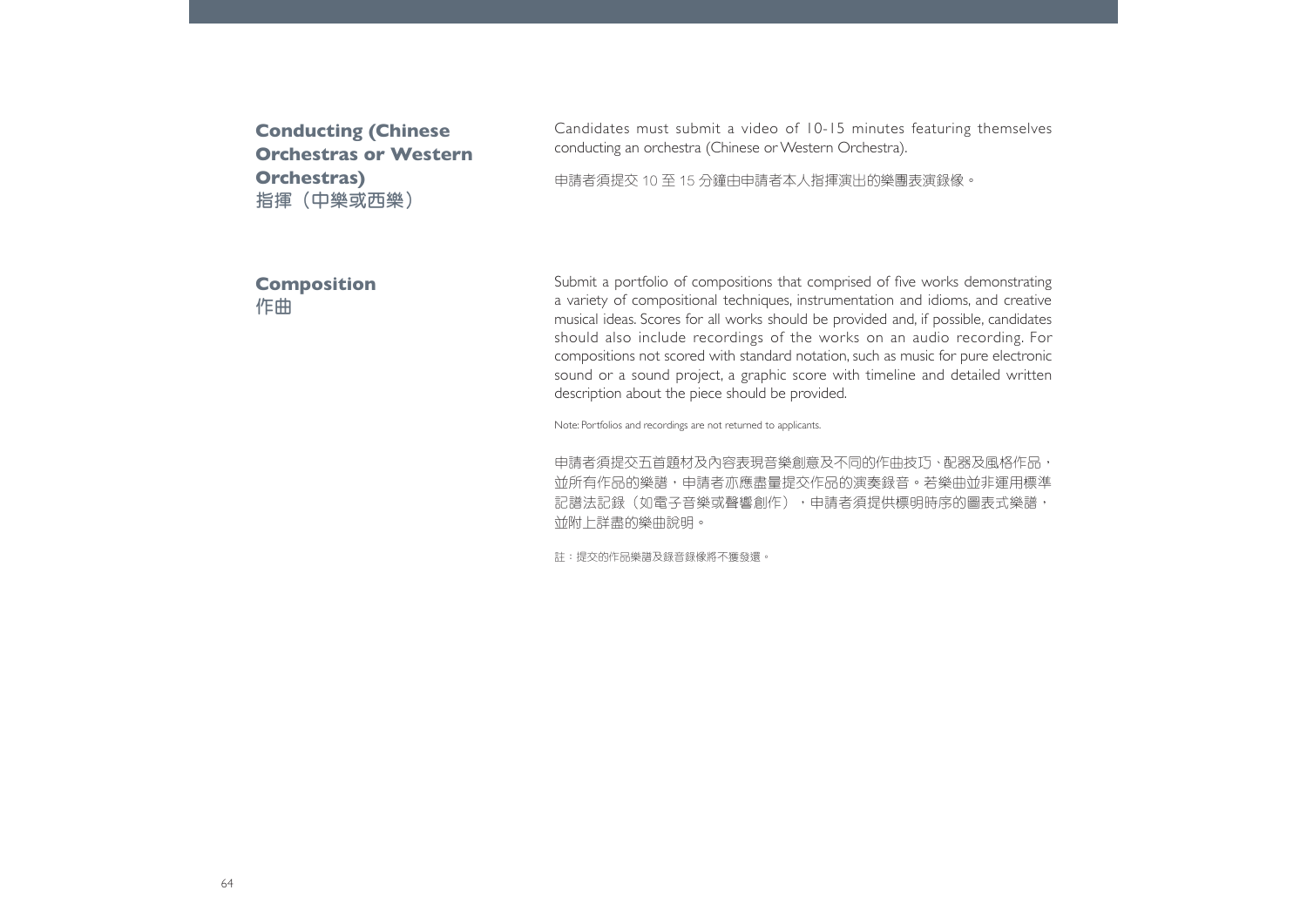## Conducting (Chinese Orchestras or Western Orchestras)
## 指揮（中樂或西樂）

Candidates must submit a video of 10-15 minutes featuring themselves conducting an orchestra (Chinese or Western Orchestra).

申請者須提交 10 至 15 分鐘由申請者本人指揮演出的樂團表演錄像。

## Composition
## 作曲

Submit a portfolio of compositions that comprised of five works demonstrating a variety of compositional techniques, instrumentation and idioms, and creative musical ideas. Scores for all works should be provided and, if possible, candidates should also include recordings of the works on an audio recording. For compositions not scored with standard notation, such as music for pure electronic sound or a sound project, a graphic score with timeline and detailed written description about the piece should be provided.

Note: Portfolios and recordings are not returned to applicants.

申請者須提交五首題材及內容表現音樂創意及不同的作曲技巧、配器及風格作品，並所有作品的樂譜，申請者亦應盡量提交作品的演奏錄音。若樂曲並非運用標準記譜法記錄（如電子音樂或聲響創作），申請者須提供標明時序的圖表式樂譜，並附上詳盡的樂曲說明。

註：提交的作品樂譜及錄音錄像將不獲發還。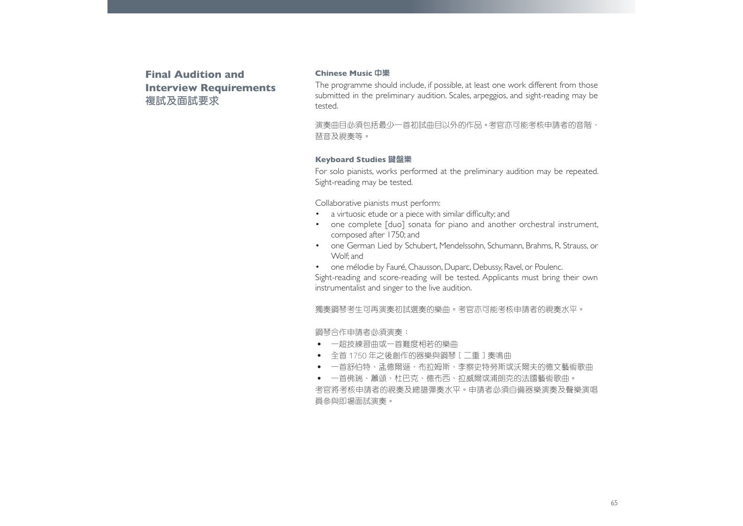## Final Audition and Interview Requirements
## 複試及面試要求

### Chinese Music 中樂

The programme should include, if possible, at least one work different from those submitted in the preliminary audition. Scales, arpeggios, and sight-reading may be tested.

演奏曲目必須包括最少一首初試曲目以外的作品。考官亦可能考核申請者的音階、琶音及視奏等。

### Keyboard Studies 鍵盤樂

For solo pianists, works performed at the preliminary audition may be repeated. Sight-reading may be tested.

Collaborative pianists must perform:

- a virtuosic etude or a piece with similar difficulty; and
- one complete [duo] sonata for piano and another orchestral instrument, composed after 1750; and
- one German Lied by Schubert, Mendelssohn, Schumann, Brahms, R. Strauss, or Wolf; and
- one mélodie by Fauré, Chausson, Duparc, Debussy, Ravel, or Poulenc.

Sight-reading and score-reading will be tested. Applicants must bring their own instrumentalist and singer to the live audition.

獨奏鋼琴考生可再演奏初試選奏的樂曲。考官亦可能考核申請者的視奏水平。

鋼琴合作申請者必須演奏：

- 一超技練習曲或一首難度相若的樂曲
- 全首 1750 年之後創作的器樂與鋼琴［二重］奏鳴曲
- 一首舒伯特、孟德爾遜、布拉姆斯、李察史特勞斯或沃爾夫的德文藝術歌曲
- 一首佛瑞、蕭頌、杜巴克、德布西、拉威爾或浦朗克的法國藝術歌曲。

考官將考核申請者的視奏及總譜彈奏水平。申請者必須自備器樂演奏及聲樂演唱員參與即場面試演奏。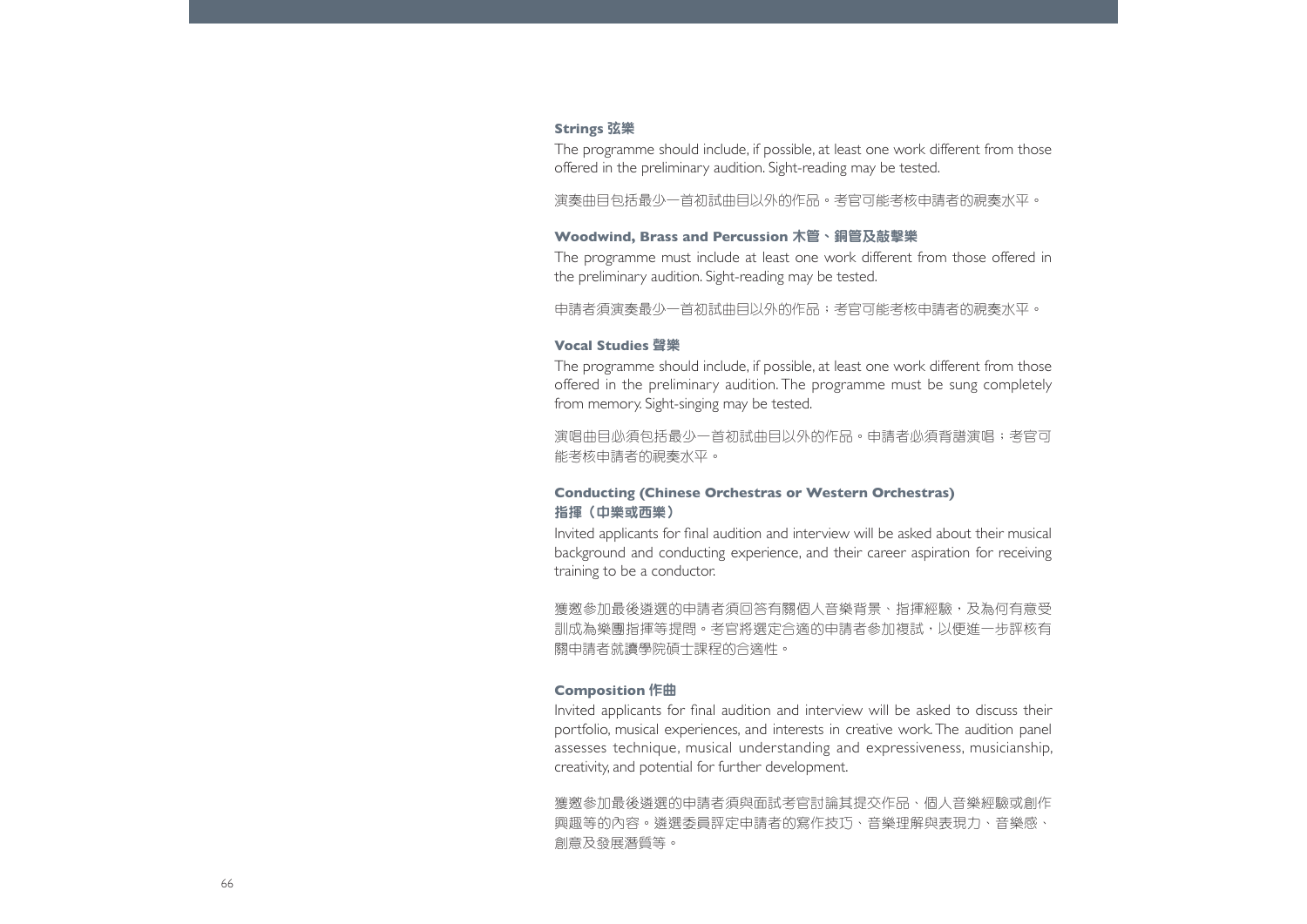### Strings 弦樂

The programme should include, if possible, at least one work different from those offered in the preliminary audition. Sight-reading may be tested.

演奏曲目包括最少一首初試曲目以外的作品。考官可能考核申請者的視奏水平。

### Woodwind, Brass and Percussion 木管、銅管及敲擊樂

The programme must include at least one work different from those offered in the preliminary audition. Sight-reading may be tested.

申請者須演奏最少一首初試曲目以外的作品；考官可能考核申請者的視奏水平。

### Vocal Studies 聲樂

The programme should include, if possible, at least one work different from those offered in the preliminary audition. The programme must be sung completely from memory. Sight-singing may be tested.

演唱曲目必須包括最少一首初試曲目以外的作品。申請者必須背譜演唱；考官可能考核申請者的視奏水平。

### Conducting (Chinese Orchestras or Western Orchestras) 指揮（中樂或西樂）

Invited applicants for final audition and interview will be asked about their musical background and conducting experience, and their career aspiration for receiving training to be a conductor.

獲邀參加最後遴選的申請者須回答有關個人音樂背景、指揮經驗，及為何有意受訓成為樂團指揮等提問。考官將選定合適的申請者參加複試，以便進一步評核有關申請者就讀學院碩士課程的合適性。

### Composition 作曲

Invited applicants for final audition and interview will be asked to discuss their portfolio, musical experiences, and interests in creative work. The audition panel assesses technique, musical understanding and expressiveness, musicianship, creativity, and potential for further development.

獲邀參加最後遴選的申請者須與面試考官討論其提交作品、個人音樂經驗或創作興趣等的內容。遴選委員評定申請者的寫作技巧、音樂理解與表現力、音樂感、創意及發展潛質等。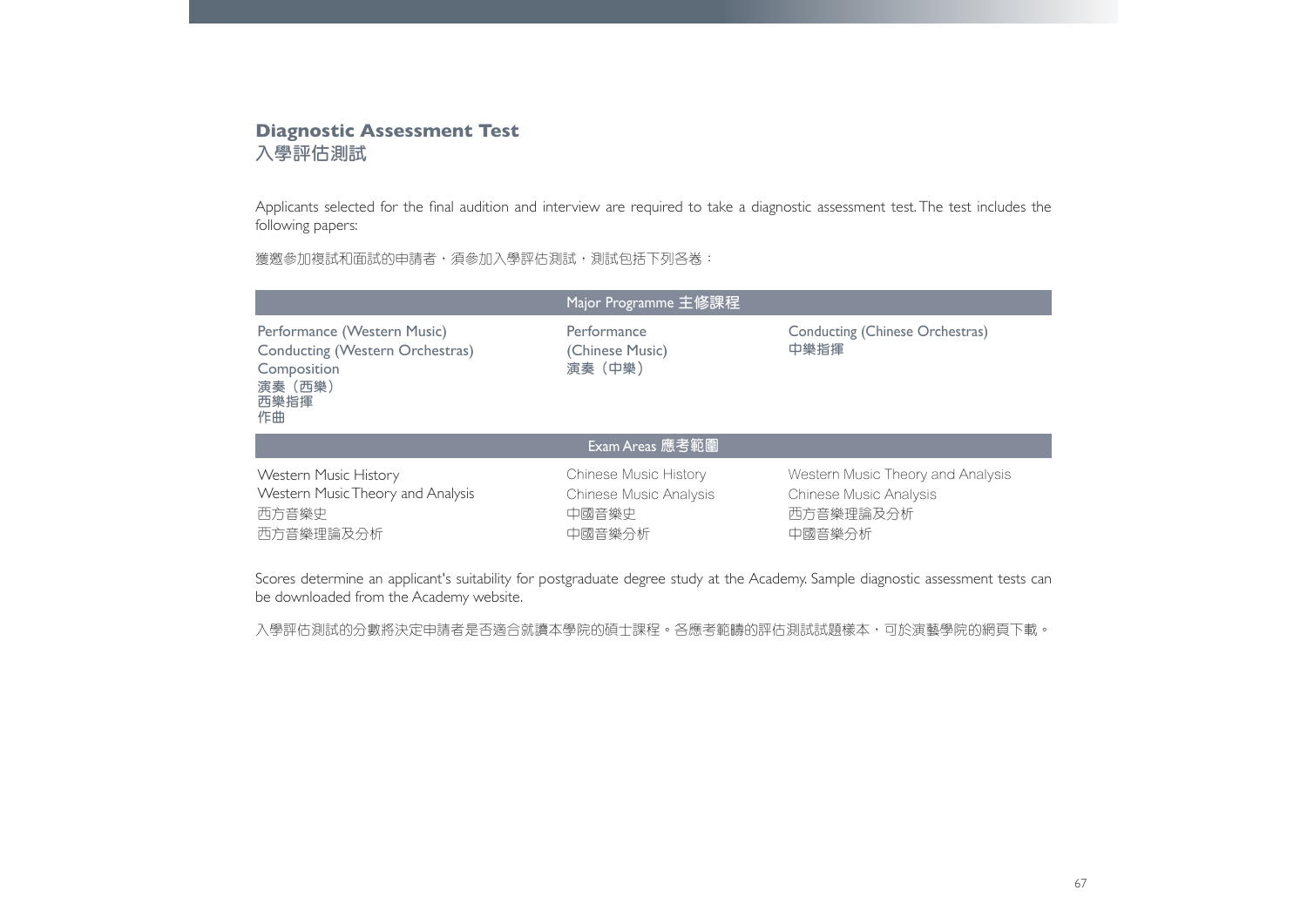## Diagnostic Assessment Test
## 入學評估測試

Applicants selected for the final audition and interview are required to take a diagnostic assessment test. The test includes the following papers:

獲邀參加複試和面試的申請者，須參加入學評估測試，測試包括下列各卷：

| Major Programme 主修課程 | | |
|---|---|---|
| Performance (Western Music)<br>Conducting (Western Orchestras)<br>Composition<br>演奏（西樂）<br>西樂指揮<br>作曲 | Performance<br>(Chinese Music)<br>演奏（中樂） | Conducting (Chinese Orchestras)<br>中樂指揮 |
| **Exam Areas 應考範圍** | | |
| Western Music History<br>Western Music Theory and Analysis<br>西方音樂史<br>西方音樂理論及分析 | Chinese Music History<br>Chinese Music Analysis<br>中國音樂史<br>中國音樂分析 | Western Music Theory and Analysis<br>Chinese Music Analysis<br>西方音樂理論及分析<br>中國音樂分析 |

Scores determine an applicant's suitability for postgraduate degree study at the Academy. Sample diagnostic assessment tests can be downloaded from the Academy website.

入學評估測試的分數將決定申請者是否適合就讀本學院的碩士課程。各應考範疇的評估測試試題樣本，可於演藝學院的網頁下載。